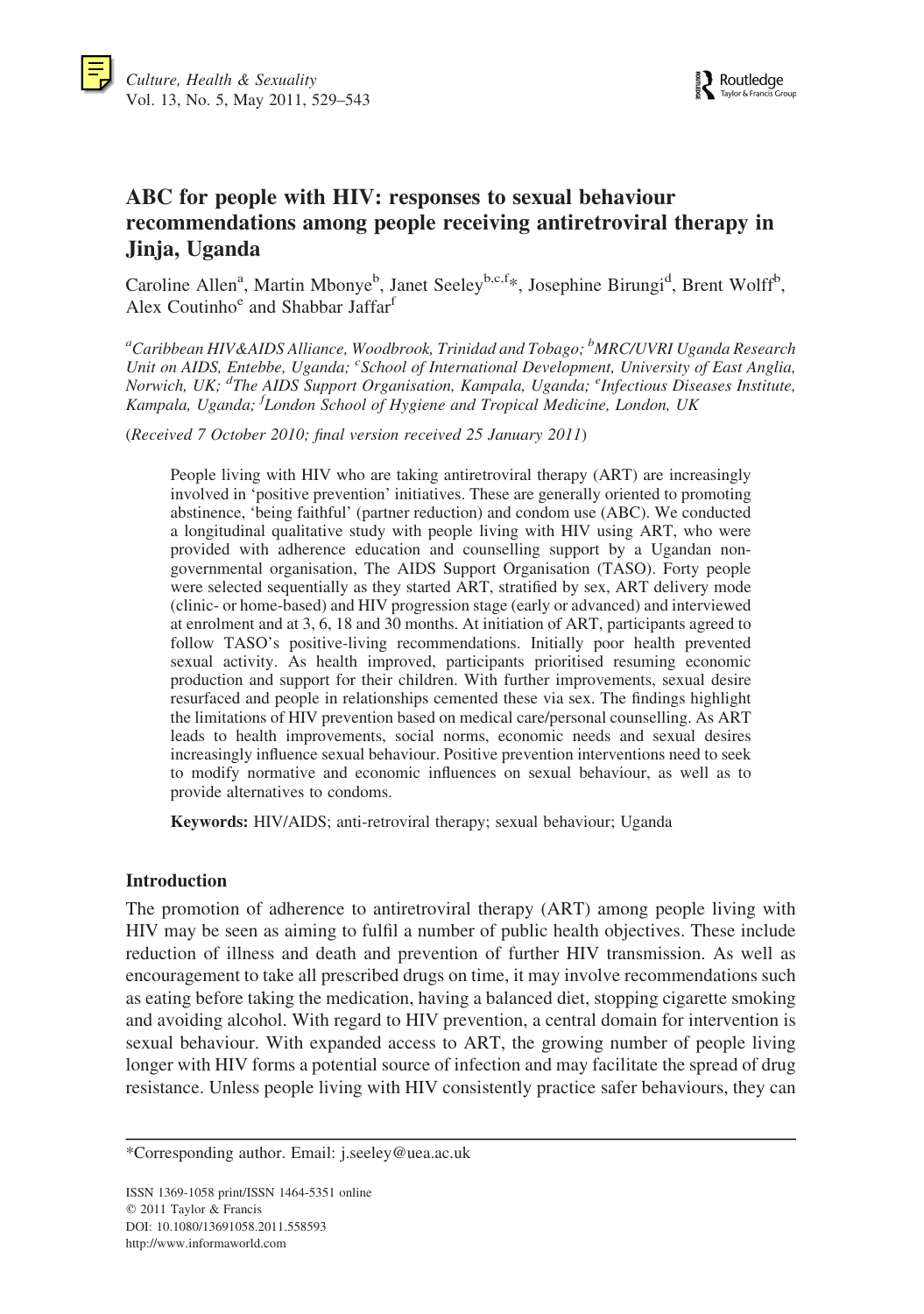# ABC for people with HIV: responses to sexual behaviour recommendations among people receiving antiretroviral therapy in Jinja, Uganda

Caroline Allen[a], Martin Mbonye[b], Janet Seeley[b,c,f]*, Josephine Birungi[d], Brent Wolff[b], Alex Coutinho[e] and Shabbar Jaffar[f]

[a]*Caribbean HIV&AIDS Alliance, Woodbrook, Trinidad and Tobago;* [b]*MRC/UVRI Uganda Research Unit on AIDS, Entebbe, Uganda;* [c]*School of International Development, University of East Anglia, Norwich, UK;* [d]*The AIDS Support Organisation, Kampala, Uganda;* [e]*Infectious Diseases Institute, Kampala, Uganda;* [f]*London School of Hygiene and Tropical Medicine, London, UK*

(*Received 7 October 2010; final version received 25 January 2011*)

People living with HIV who are taking antiretroviral therapy (ART) are increasingly involved in 'positive prevention' initiatives. These are generally oriented to promoting abstinence, 'being faithful' (partner reduction) and condom use (ABC). We conducted a longitudinal qualitative study with people living with HIV using ART, who were provided with adherence education and counselling support by a Ugandan non-governmental organisation, The AIDS Support Organisation (TASO). Forty people were selected sequentially as they started ART, stratified by sex, ART delivery mode (clinic- or home-based) and HIV progression stage (early or advanced) and interviewed at enrolment and at 3, 6, 18 and 30 months. At initiation of ART, participants agreed to follow TASO's positive-living recommendations. Initially poor health prevented sexual activity. As health improved, participants prioritised resuming economic production and support for their children. With further improvements, sexual desire resurfaced and people in relationships cemented these via sex. The findings highlight the limitations of HIV prevention based on medical care/personal counselling. As ART leads to health improvements, social norms, economic needs and sexual desires increasingly influence sexual behaviour. Positive prevention interventions need to seek to modify normative and economic influences on sexual behaviour, as well as to provide alternatives to condoms.

**Keywords:** HIV/AIDS; anti-retroviral therapy; sexual behaviour; Uganda

## Introduction

The promotion of adherence to antiretroviral therapy (ART) among people living with HIV may be seen as aiming to fulfil a number of public health objectives. These include reduction of illness and death and prevention of further HIV transmission. As well as encouragement to take all prescribed drugs on time, it may involve recommendations such as eating before taking the medication, having a balanced diet, stopping cigarette smoking and avoiding alcohol. With regard to HIV prevention, a central domain for intervention is sexual behaviour. With expanded access to ART, the growing number of people living longer with HIV forms a potential source of infection and may facilitate the spread of drug resistance. Unless people living with HIV consistently practice safer behaviours, they can

\*Corresponding author. Email: j.seeley@uea.ac.uk

ISSN 1369-1058 print/ISSN 1464-5351 online
© 2011 Taylor & Francis
DOI: 10.1080/13691058.2011.558593
http://www.informaworld.com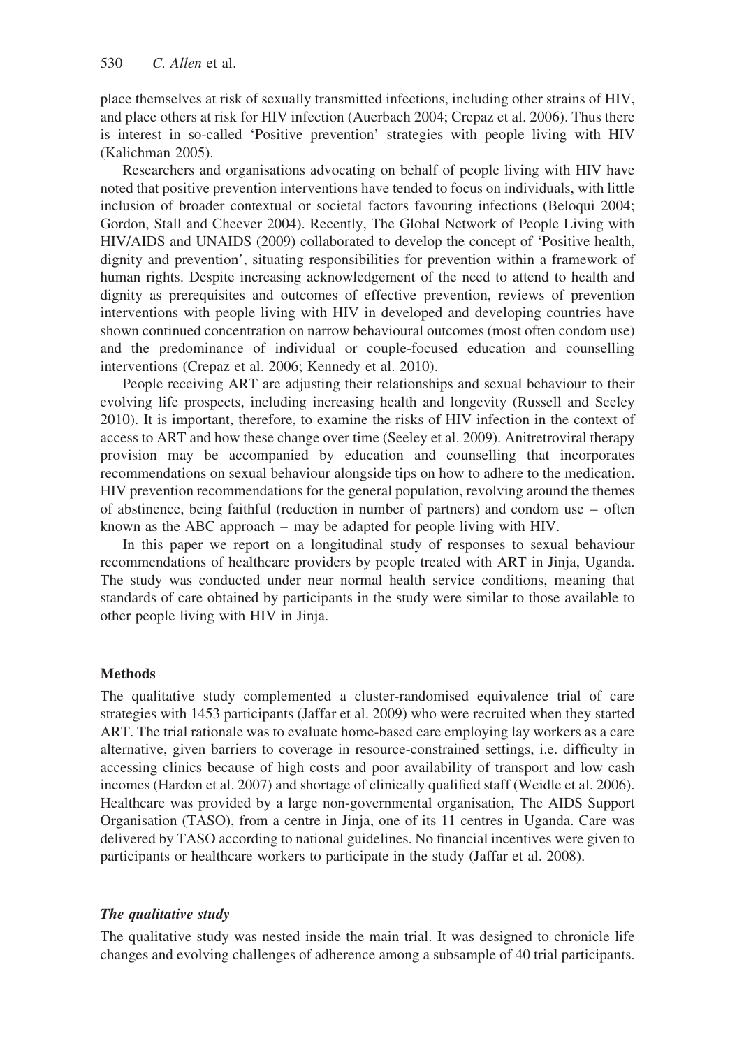place themselves at risk of sexually transmitted infections, including other strains of HIV, and place others at risk for HIV infection (Auerbach 2004; Crepaz et al. 2006). Thus there is interest in so-called 'Positive prevention' strategies with people living with HIV (Kalichman 2005).

Researchers and organisations advocating on behalf of people living with HIV have noted that positive prevention interventions have tended to focus on individuals, with little inclusion of broader contextual or societal factors favouring infections (Beloqui 2004; Gordon, Stall and Cheever 2004). Recently, The Global Network of People Living with HIV/AIDS and UNAIDS (2009) collaborated to develop the concept of 'Positive health, dignity and prevention', situating responsibilities for prevention within a framework of human rights. Despite increasing acknowledgement of the need to attend to health and dignity as prerequisites and outcomes of effective prevention, reviews of prevention interventions with people living with HIV in developed and developing countries have shown continued concentration on narrow behavioural outcomes (most often condom use) and the predominance of individual or couple-focused education and counselling interventions (Crepaz et al. 2006; Kennedy et al. 2010).

People receiving ART are adjusting their relationships and sexual behaviour to their evolving life prospects, including increasing health and longevity (Russell and Seeley 2010). It is important, therefore, to examine the risks of HIV infection in the context of access to ART and how these change over time (Seeley et al. 2009). Anitretroviral therapy provision may be accompanied by education and counselling that incorporates recommendations on sexual behaviour alongside tips on how to adhere to the medication. HIV prevention recommendations for the general population, revolving around the themes of abstinence, being faithful (reduction in number of partners) and condom use – often known as the ABC approach – may be adapted for people living with HIV.

In this paper we report on a longitudinal study of responses to sexual behaviour recommendations of healthcare providers by people treated with ART in Jinja, Uganda. The study was conducted under near normal health service conditions, meaning that standards of care obtained by participants in the study were similar to those available to other people living with HIV in Jinja.

## Methods

The qualitative study complemented a cluster-randomised equivalence trial of care strategies with 1453 participants (Jaffar et al. 2009) who were recruited when they started ART. The trial rationale was to evaluate home-based care employing lay workers as a care alternative, given barriers to coverage in resource-constrained settings, i.e. difficulty in accessing clinics because of high costs and poor availability of transport and low cash incomes (Hardon et al. 2007) and shortage of clinically qualified staff (Weidle et al. 2006). Healthcare was provided by a large non-governmental organisation, The AIDS Support Organisation (TASO), from a centre in Jinja, one of its 11 centres in Uganda. Care was delivered by TASO according to national guidelines. No financial incentives were given to participants or healthcare workers to participate in the study (Jaffar et al. 2008).

### *The qualitative study*

The qualitative study was nested inside the main trial. It was designed to chronicle life changes and evolving challenges of adherence among a subsample of 40 trial participants.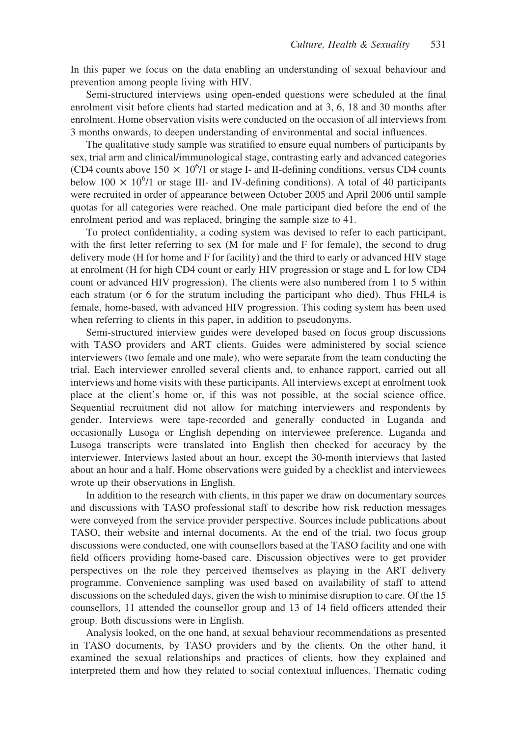In this paper we focus on the data enabling an understanding of sexual behaviour and prevention among people living with HIV.

Semi-structured interviews using open-ended questions were scheduled at the final enrolment visit before clients had started medication and at 3, 6, 18 and 30 months after enrolment. Home observation visits were conducted on the occasion of all interviews from 3 months onwards, to deepen understanding of environmental and social influences.

The qualitative study sample was stratified to ensure equal numbers of participants by sex, trial arm and clinical/immunological stage, contrasting early and advanced categories (CD4 counts above $150 \times 10^6/1$ or stage I- and II-defining conditions, versus CD4 counts below $100 \times 10^6/1$ or stage III- and IV-defining conditions). A total of 40 participants were recruited in order of appearance between October 2005 and April 2006 until sample quotas for all categories were reached. One male participant died before the end of the enrolment period and was replaced, bringing the sample size to 41.

To protect confidentiality, a coding system was devised to refer to each participant, with the first letter referring to sex (M for male and F for female), the second to drug delivery mode (H for home and F for facility) and the third to early or advanced HIV stage at enrolment (H for high CD4 count or early HIV progression or stage and L for low CD4 count or advanced HIV progression). The clients were also numbered from 1 to 5 within each stratum (or 6 for the stratum including the participant who died). Thus FHL4 is female, home-based, with advanced HIV progression. This coding system has been used when referring to clients in this paper, in addition to pseudonyms.

Semi-structured interview guides were developed based on focus group discussions with TASO providers and ART clients. Guides were administered by social science interviewers (two female and one male), who were separate from the team conducting the trial. Each interviewer enrolled several clients and, to enhance rapport, carried out all interviews and home visits with these participants. All interviews except at enrolment took place at the client's home or, if this was not possible, at the social science office. Sequential recruitment did not allow for matching interviewers and respondents by gender. Interviews were tape-recorded and generally conducted in Luganda and occasionally Lusoga or English depending on interviewee preference. Luganda and Lusoga transcripts were translated into English then checked for accuracy by the interviewer. Interviews lasted about an hour, except the 30-month interviews that lasted about an hour and a half. Home observations were guided by a checklist and interviewees wrote up their observations in English.

In addition to the research with clients, in this paper we draw on documentary sources and discussions with TASO professional staff to describe how risk reduction messages were conveyed from the service provider perspective. Sources include publications about TASO, their website and internal documents. At the end of the trial, two focus group discussions were conducted, one with counsellors based at the TASO facility and one with field officers providing home-based care. Discussion objectives were to get provider perspectives on the role they perceived themselves as playing in the ART delivery programme. Convenience sampling was used based on availability of staff to attend discussions on the scheduled days, given the wish to minimise disruption to care. Of the 15 counsellors, 11 attended the counsellor group and 13 of 14 field officers attended their group. Both discussions were in English.

Analysis looked, on the one hand, at sexual behaviour recommendations as presented in TASO documents, by TASO providers and by the clients. On the other hand, it examined the sexual relationships and practices of clients, how they explained and interpreted them and how they related to social contextual influences. Thematic coding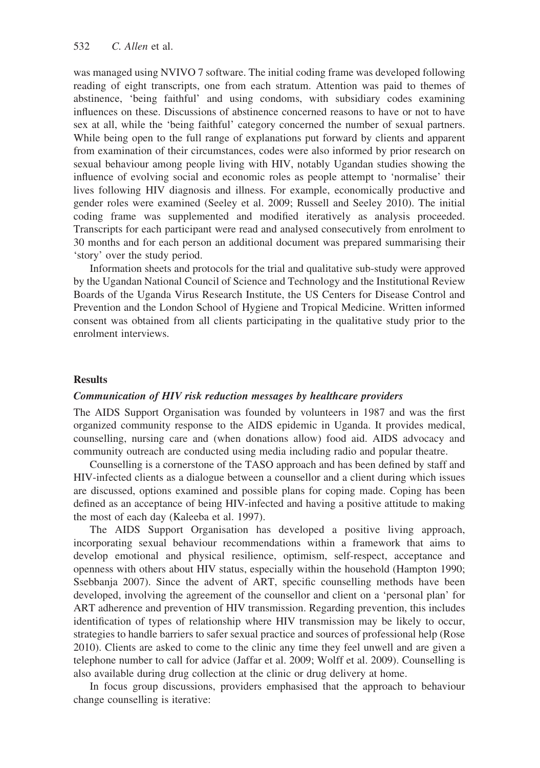was managed using NVIVO 7 software. The initial coding frame was developed following reading of eight transcripts, one from each stratum. Attention was paid to themes of abstinence, 'being faithful' and using condoms, with subsidiary codes examining influences on these. Discussions of abstinence concerned reasons to have or not to have sex at all, while the 'being faithful' category concerned the number of sexual partners. While being open to the full range of explanations put forward by clients and apparent from examination of their circumstances, codes were also informed by prior research on sexual behaviour among people living with HIV, notably Ugandan studies showing the influence of evolving social and economic roles as people attempt to 'normalise' their lives following HIV diagnosis and illness. For example, economically productive and gender roles were examined (Seeley et al. 2009; Russell and Seeley 2010). The initial coding frame was supplemented and modified iteratively as analysis proceeded. Transcripts for each participant were read and analysed consecutively from enrolment to 30 months and for each person an additional document was prepared summarising their 'story' over the study period.

Information sheets and protocols for the trial and qualitative sub-study were approved by the Ugandan National Council of Science and Technology and the Institutional Review Boards of the Uganda Virus Research Institute, the US Centers for Disease Control and Prevention and the London School of Hygiene and Tropical Medicine. Written informed consent was obtained from all clients participating in the qualitative study prior to the enrolment interviews.

## Results

### *Communication of HIV risk reduction messages by healthcare providers*

The AIDS Support Organisation was founded by volunteers in 1987 and was the first organized community response to the AIDS epidemic in Uganda. It provides medical, counselling, nursing care and (when donations allow) food aid. AIDS advocacy and community outreach are conducted using media including radio and popular theatre.

Counselling is a cornerstone of the TASO approach and has been defined by staff and HIV-infected clients as a dialogue between a counsellor and a client during which issues are discussed, options examined and possible plans for coping made. Coping has been defined as an acceptance of being HIV-infected and having a positive attitude to making the most of each day (Kaleeba et al. 1997).

The AIDS Support Organisation has developed a positive living approach, incorporating sexual behaviour recommendations within a framework that aims to develop emotional and physical resilience, optimism, self-respect, acceptance and openness with others about HIV status, especially within the household (Hampton 1990; Ssebbanja 2007). Since the advent of ART, specific counselling methods have been developed, involving the agreement of the counsellor and client on a 'personal plan' for ART adherence and prevention of HIV transmission. Regarding prevention, this includes identification of types of relationship where HIV transmission may be likely to occur, strategies to handle barriers to safer sexual practice and sources of professional help (Rose 2010). Clients are asked to come to the clinic any time they feel unwell and are given a telephone number to call for advice (Jaffar et al. 2009; Wolff et al. 2009). Counselling is also available during drug collection at the clinic or drug delivery at home.

In focus group discussions, providers emphasised that the approach to behaviour change counselling is iterative: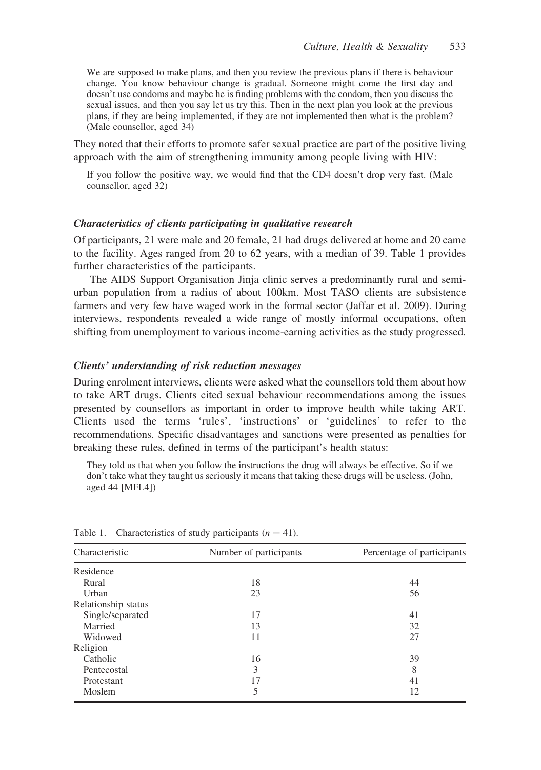We are supposed to make plans, and then you review the previous plans if there is behaviour change. You know behaviour change is gradual. Someone might come the first day and doesn't use condoms and maybe he is finding problems with the condom, then you discuss the sexual issues, and then you say let us try this. Then in the next plan you look at the previous plans, if they are being implemented, if they are not implemented then what is the problem? (Male counsellor, aged 34)

They noted that their efforts to promote safer sexual practice are part of the positive living approach with the aim of strengthening immunity among people living with HIV:

If you follow the positive way, we would find that the CD4 doesn't drop very fast. (Male counsellor, aged 32)

### *Characteristics of clients participating in qualitative research*

Of participants, 21 were male and 20 female, 21 had drugs delivered at home and 20 came to the facility. Ages ranged from 20 to 62 years, with a median of 39. Table 1 provides further characteristics of the participants.

The AIDS Support Organisation Jinja clinic serves a predominantly rural and semi-urban population from a radius of about 100km. Most TASO clients are subsistence farmers and very few have waged work in the formal sector (Jaffar et al. 2009). During interviews, respondents revealed a wide range of mostly informal occupations, often shifting from unemployment to various income-earning activities as the study progressed.

### *Clients' understanding of risk reduction messages*

During enrolment interviews, clients were asked what the counsellors told them about how to take ART drugs. Clients cited sexual behaviour recommendations among the issues presented by counsellors as important in order to improve health while taking ART. Clients used the terms 'rules', 'instructions' or 'guidelines' to refer to the recommendations. Specific disadvantages and sanctions were presented as penalties for breaking these rules, defined in terms of the participant's health status:

They told us that when you follow the instructions the drug will always be effective. So if we don't take what they taught us seriously it means that taking these drugs will be useless. (John, aged 44 [MFL4])

Table 1. Characteristics of study participants ($n = 41$).

| Characteristic | Number of participants | Percentage of participants |
|---|---|---|
| Residence | | |
| Rural | 18 | 44 |
| Urban | 23 | 56 |
| Relationship status | | |
| Single/separated | 17 | 41 |
| Married | 13 | 32 |
| Widowed | 11 | 27 |
| Religion | | |
| Catholic | 16 | 39 |
| Pentecostal | 3 | 8 |
| Protestant | 17 | 41 |
| Moslem | 5 | 12 |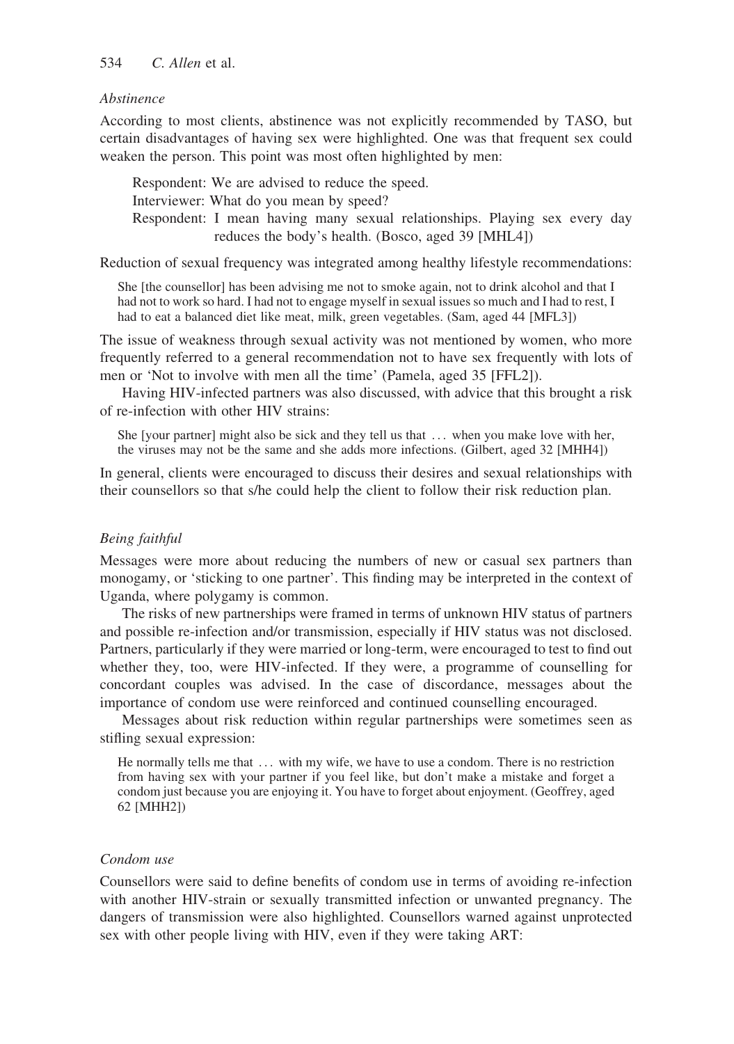### *Abstinence*

According to most clients, abstinence was not explicitly recommended by TASO, but certain disadvantages of having sex were highlighted. One was that frequent sex could weaken the person. This point was most often highlighted by men:

> Respondent: We are advised to reduce the speed.
> Interviewer: What do you mean by speed?
> Respondent: I mean having many sexual relationships. Playing sex every day reduces the body's health. (Bosco, aged 39 [MHL4])

Reduction of sexual frequency was integrated among healthy lifestyle recommendations:

> She [the counsellor] has been advising me not to smoke again, not to drink alcohol and that I had not to work so hard. I had not to engage myself in sexual issues so much and I had to rest, I had to eat a balanced diet like meat, milk, green vegetables. (Sam, aged 44 [MFL3])

The issue of weakness through sexual activity was not mentioned by women, who more frequently referred to a general recommendation not to have sex frequently with lots of men or 'Not to involve with men all the time' (Pamela, aged 35 [FFL2]).

Having HIV-infected partners was also discussed, with advice that this brought a risk of re-infection with other HIV strains:

> She [your partner] might also be sick and they tell us that … when you make love with her, the viruses may not be the same and she adds more infections. (Gilbert, aged 32 [MHH4])

In general, clients were encouraged to discuss their desires and sexual relationships with their counsellors so that s/he could help the client to follow their risk reduction plan.

### *Being faithful*

Messages were more about reducing the numbers of new or casual sex partners than monogamy, or 'sticking to one partner'. This finding may be interpreted in the context of Uganda, where polygamy is common.

The risks of new partnerships were framed in terms of unknown HIV status of partners and possible re-infection and/or transmission, especially if HIV status was not disclosed. Partners, particularly if they were married or long-term, were encouraged to test to find out whether they, too, were HIV-infected. If they were, a programme of counselling for concordant couples was advised. In the case of discordance, messages about the importance of condom use were reinforced and continued counselling encouraged.

Messages about risk reduction within regular partnerships were sometimes seen as stifling sexual expression:

> He normally tells me that … with my wife, we have to use a condom. There is no restriction from having sex with your partner if you feel like, but don't make a mistake and forget a condom just because you are enjoying it. You have to forget about enjoyment. (Geoffrey, aged 62 [MHH2])

### *Condom use*

Counsellors were said to define benefits of condom use in terms of avoiding re-infection with another HIV-strain or sexually transmitted infection or unwanted pregnancy. The dangers of transmission were also highlighted. Counsellors warned against unprotected sex with other people living with HIV, even if they were taking ART: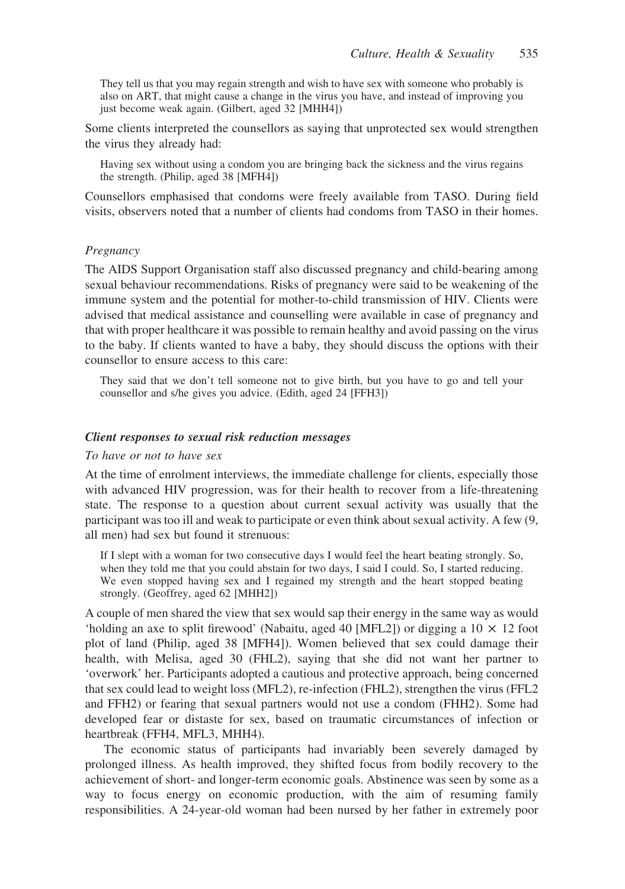> They tell us that you may regain strength and wish to have sex with someone who probably is also on ART, that might cause a change in the virus you have, and instead of improving you just become weak again. (Gilbert, aged 32 [MHH4])

Some clients interpreted the counsellors as saying that unprotected sex would strengthen the virus they already had:

> Having sex without using a condom you are bringing back the sickness and the virus regains the strength. (Philip, aged 38 [MFH4])

Counsellors emphasised that condoms were freely available from TASO. During field visits, observers noted that a number of clients had condoms from TASO in their homes.

#### *Pregnancy*

The AIDS Support Organisation staff also discussed pregnancy and child-bearing among sexual behaviour recommendations. Risks of pregnancy were said to be weakening of the immune system and the potential for mother-to-child transmission of HIV. Clients were advised that medical assistance and counselling were available in case of pregnancy and that with proper healthcare it was possible to remain healthy and avoid passing on the virus to the baby. If clients wanted to have a baby, they should discuss the options with their counsellor to ensure access to this care:

> They said that we don't tell someone not to give birth, but you have to go and tell your counsellor and s/he gives you advice. (Edith, aged 24 [FFH3])

### ***Client responses to sexual risk reduction messages***

#### *To have or not to have sex*

At the time of enrolment interviews, the immediate challenge for clients, especially those with advanced HIV progression, was for their health to recover from a life-threatening state. The response to a question about current sexual activity was usually that the participant was too ill and weak to participate or even think about sexual activity. A few (9, all men) had sex but found it strenuous:

> If I slept with a woman for two consecutive days I would feel the heart beating strongly. So, when they told me that you could abstain for two days, I said I could. So, I started reducing. We even stopped having sex and I regained my strength and the heart stopped beating strongly. (Geoffrey, aged 62 [MHH2])

A couple of men shared the view that sex would sap their energy in the same way as would 'holding an axe to split firewood' (Nabaitu, aged 40 [MFL2]) or digging a $10 \times 12$ foot plot of land (Philip, aged 38 [MFH4]). Women believed that sex could damage their health, with Melisa, aged 30 (FHL2), saying that she did not want her partner to 'overwork' her. Participants adopted a cautious and protective approach, being concerned that sex could lead to weight loss (MFL2), re-infection (FHL2), strengthen the virus (FFL2 and FFH2) or fearing that sexual partners would not use a condom (FHH2). Some had developed fear or distaste for sex, based on traumatic circumstances of infection or heartbreak (FFH4, MFL3, MHH4).

The economic status of participants had invariably been severely damaged by prolonged illness. As health improved, they shifted focus from bodily recovery to the achievement of short- and longer-term economic goals. Abstinence was seen by some as a way to focus energy on economic production, with the aim of resuming family responsibilities. A 24-year-old woman had been nursed by her father in extremely poor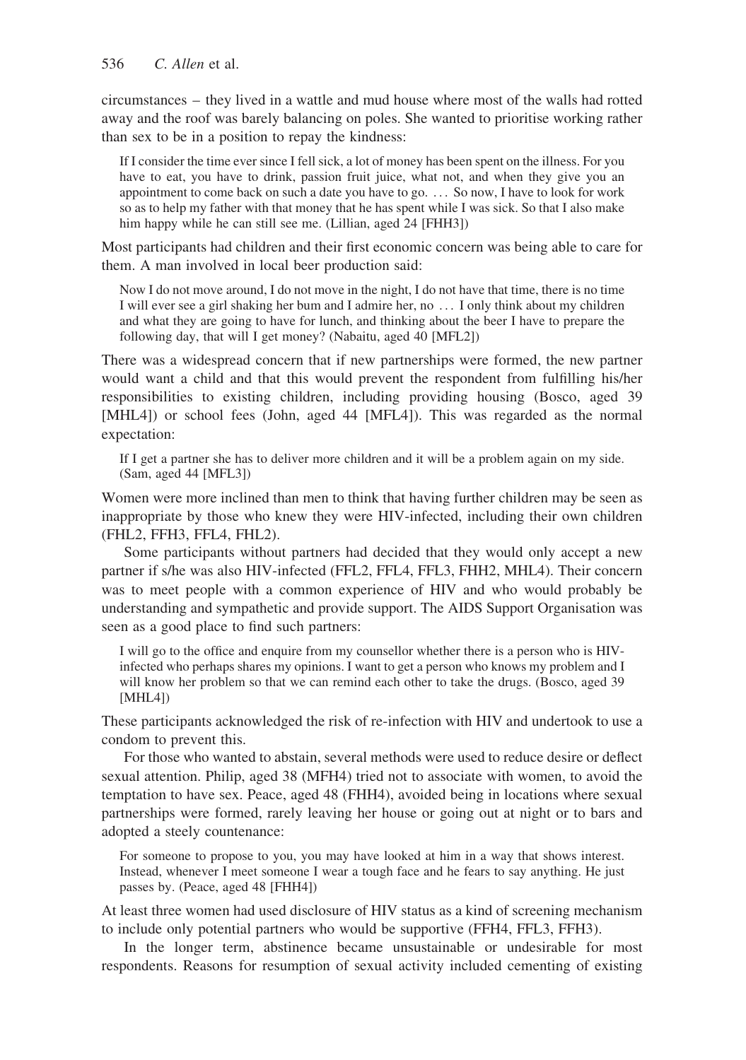circumstances – they lived in a wattle and mud house where most of the walls had rotted away and the roof was barely balancing on poles. She wanted to prioritise working rather than sex to be in a position to repay the kindness:

> If I consider the time ever since I fell sick, a lot of money has been spent on the illness. For you have to eat, you have to drink, passion fruit juice, what not, and when they give you an appointment to come back on such a date you have to go. ... So now, I have to look for work so as to help my father with that money that he has spent while I was sick. So that I also make him happy while he can still see me. (Lillian, aged 24 [FHH3])

Most participants had children and their first economic concern was being able to care for them. A man involved in local beer production said:

> Now I do not move around, I do not move in the night, I do not have that time, there is no time I will ever see a girl shaking her bum and I admire her, no ... I only think about my children and what they are going to have for lunch, and thinking about the beer I have to prepare the following day, that will I get money? (Nabaitu, aged 40 [MFL2])

There was a widespread concern that if new partnerships were formed, the new partner would want a child and that this would prevent the respondent from fulfilling his/her responsibilities to existing children, including providing housing (Bosco, aged 39 [MHL4]) or school fees (John, aged 44 [MFL4]). This was regarded as the normal expectation:

> If I get a partner she has to deliver more children and it will be a problem again on my side. (Sam, aged 44 [MFL3])

Women were more inclined than men to think that having further children may be seen as inappropriate by those who knew they were HIV-infected, including their own children (FHL2, FFH3, FFL4, FHL2).

Some participants without partners had decided that they would only accept a new partner if s/he was also HIV-infected (FFL2, FFL4, FFL3, FHH2, MHL4). Their concern was to meet people with a common experience of HIV and who would probably be understanding and sympathetic and provide support. The AIDS Support Organisation was seen as a good place to find such partners:

> I will go to the office and enquire from my counsellor whether there is a person who is HIV-infected who perhaps shares my opinions. I want to get a person who knows my problem and I will know her problem so that we can remind each other to take the drugs. (Bosco, aged 39 [MHL4])

These participants acknowledged the risk of re-infection with HIV and undertook to use a condom to prevent this.

For those who wanted to abstain, several methods were used to reduce desire or deflect sexual attention. Philip, aged 38 (MFH4) tried not to associate with women, to avoid the temptation to have sex. Peace, aged 48 (FHH4), avoided being in locations where sexual partnerships were formed, rarely leaving her house or going out at night or to bars and adopted a steely countenance:

> For someone to propose to you, you may have looked at him in a way that shows interest. Instead, whenever I meet someone I wear a tough face and he fears to say anything. He just passes by. (Peace, aged 48 [FHH4])

At least three women had used disclosure of HIV status as a kind of screening mechanism to include only potential partners who would be supportive (FFH4, FFL3, FFH3).

In the longer term, abstinence became unsustainable or undesirable for most respondents. Reasons for resumption of sexual activity included cementing of existing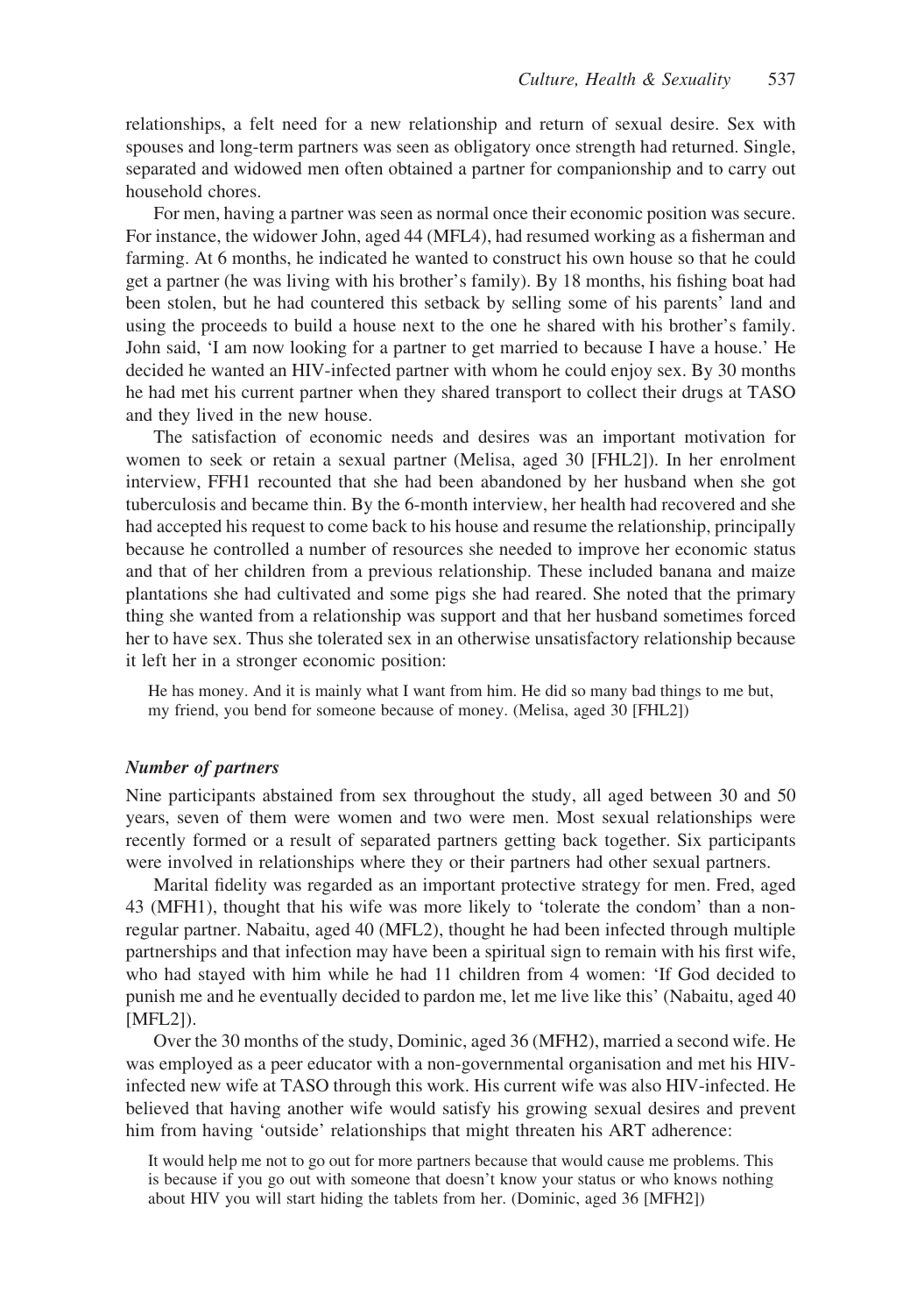relationships, a felt need for a new relationship and return of sexual desire. Sex with spouses and long-term partners was seen as obligatory once strength had returned. Single, separated and widowed men often obtained a partner for companionship and to carry out household chores.

For men, having a partner was seen as normal once their economic position was secure. For instance, the widower John, aged 44 (MFL4), had resumed working as a fisherman and farming. At 6 months, he indicated he wanted to construct his own house so that he could get a partner (he was living with his brother's family). By 18 months, his fishing boat had been stolen, but he had countered this setback by selling some of his parents' land and using the proceeds to build a house next to the one he shared with his brother's family. John said, 'I am now looking for a partner to get married to because I have a house.' He decided he wanted an HIV-infected partner with whom he could enjoy sex. By 30 months he had met his current partner when they shared transport to collect their drugs at TASO and they lived in the new house.

The satisfaction of economic needs and desires was an important motivation for women to seek or retain a sexual partner (Melisa, aged 30 [FHL2]). In her enrolment interview, FFH1 recounted that she had been abandoned by her husband when she got tuberculosis and became thin. By the 6-month interview, her health had recovered and she had accepted his request to come back to his house and resume the relationship, principally because he controlled a number of resources she needed to improve her economic status and that of her children from a previous relationship. These included banana and maize plantations she had cultivated and some pigs she had reared. She noted that the primary thing she wanted from a relationship was support and that her husband sometimes forced her to have sex. Thus she tolerated sex in an otherwise unsatisfactory relationship because it left her in a stronger economic position:

> He has money. And it is mainly what I want from him. He did so many bad things to me but, my friend, you bend for someone because of money. (Melisa, aged 30 [FHL2])

### *Number of partners*

Nine participants abstained from sex throughout the study, all aged between 30 and 50 years, seven of them were women and two were men. Most sexual relationships were recently formed or a result of separated partners getting back together. Six participants were involved in relationships where they or their partners had other sexual partners.

Marital fidelity was regarded as an important protective strategy for men. Fred, aged 43 (MFH1), thought that his wife was more likely to 'tolerate the condom' than a non-regular partner. Nabaitu, aged 40 (MFL2), thought he had been infected through multiple partnerships and that infection may have been a spiritual sign to remain with his first wife, who had stayed with him while he had 11 children from 4 women: 'If God decided to punish me and he eventually decided to pardon me, let me live like this' (Nabaitu, aged 40 [MFL2]).

Over the 30 months of the study, Dominic, aged 36 (MFH2), married a second wife. He was employed as a peer educator with a non-governmental organisation and met his HIV-infected new wife at TASO through this work. His current wife was also HIV-infected. He believed that having another wife would satisfy his growing sexual desires and prevent him from having 'outside' relationships that might threaten his ART adherence:

> It would help me not to go out for more partners because that would cause me problems. This is because if you go out with someone that doesn't know your status or who knows nothing about HIV you will start hiding the tablets from her. (Dominic, aged 36 [MFH2])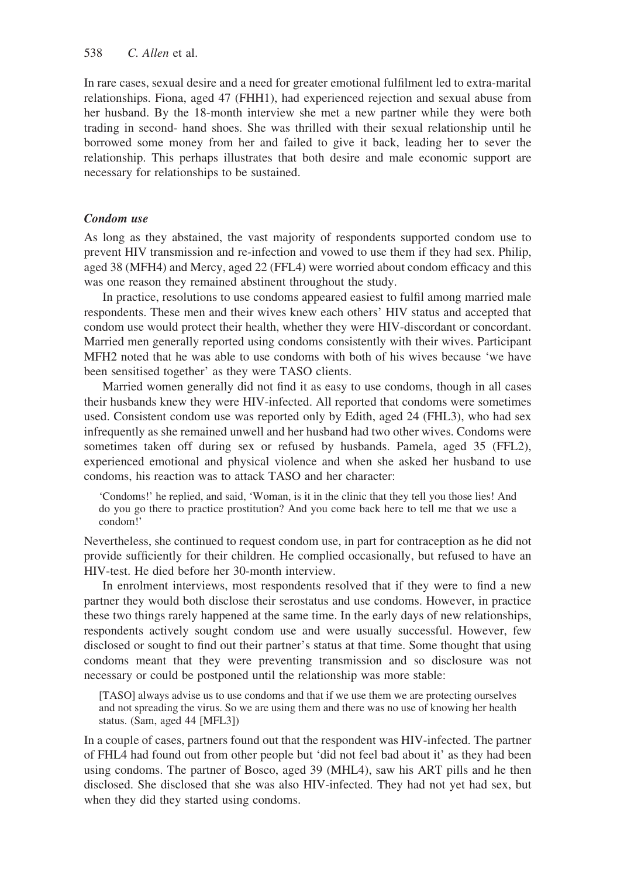In rare cases, sexual desire and a need for greater emotional fulfilment led to extra-marital relationships. Fiona, aged 47 (FHH1), had experienced rejection and sexual abuse from her husband. By the 18-month interview she met a new partner while they were both trading in second- hand shoes. She was thrilled with their sexual relationship until he borrowed some money from her and failed to give it back, leading her to sever the relationship. This perhaps illustrates that both desire and male economic support are necessary for relationships to be sustained.

### *Condom use*

As long as they abstained, the vast majority of respondents supported condom use to prevent HIV transmission and re-infection and vowed to use them if they had sex. Philip, aged 38 (MFH4) and Mercy, aged 22 (FFL4) were worried about condom efficacy and this was one reason they remained abstinent throughout the study.

In practice, resolutions to use condoms appeared easiest to fulfil among married male respondents. These men and their wives knew each others' HIV status and accepted that condom use would protect their health, whether they were HIV-discordant or concordant. Married men generally reported using condoms consistently with their wives. Participant MFH2 noted that he was able to use condoms with both of his wives because 'we have been sensitised together' as they were TASO clients.

Married women generally did not find it as easy to use condoms, though in all cases their husbands knew they were HIV-infected. All reported that condoms were sometimes used. Consistent condom use was reported only by Edith, aged 24 (FHL3), who had sex infrequently as she remained unwell and her husband had two other wives. Condoms were sometimes taken off during sex or refused by husbands. Pamela, aged 35 (FFL2), experienced emotional and physical violence and when she asked her husband to use condoms, his reaction was to attack TASO and her character:

> 'Condoms!' he replied, and said, 'Woman, is it in the clinic that they tell you those lies! And do you go there to practice prostitution? And you come back here to tell me that we use a condom!'

Nevertheless, she continued to request condom use, in part for contraception as he did not provide sufficiently for their children. He complied occasionally, but refused to have an HIV-test. He died before her 30-month interview.

In enrolment interviews, most respondents resolved that if they were to find a new partner they would both disclose their serostatus and use condoms. However, in practice these two things rarely happened at the same time. In the early days of new relationships, respondents actively sought condom use and were usually successful. However, few disclosed or sought to find out their partner's status at that time. Some thought that using condoms meant that they were preventing transmission and so disclosure was not necessary or could be postponed until the relationship was more stable:

> [TASO] always advise us to use condoms and that if we use them we are protecting ourselves and not spreading the virus. So we are using them and there was no use of knowing her health status. (Sam, aged 44 [MFL3])

In a couple of cases, partners found out that the respondent was HIV-infected. The partner of FHL4 had found out from other people but 'did not feel bad about it' as they had been using condoms. The partner of Bosco, aged 39 (MHL4), saw his ART pills and he then disclosed. She disclosed that she was also HIV-infected. They had not yet had sex, but when they did they started using condoms.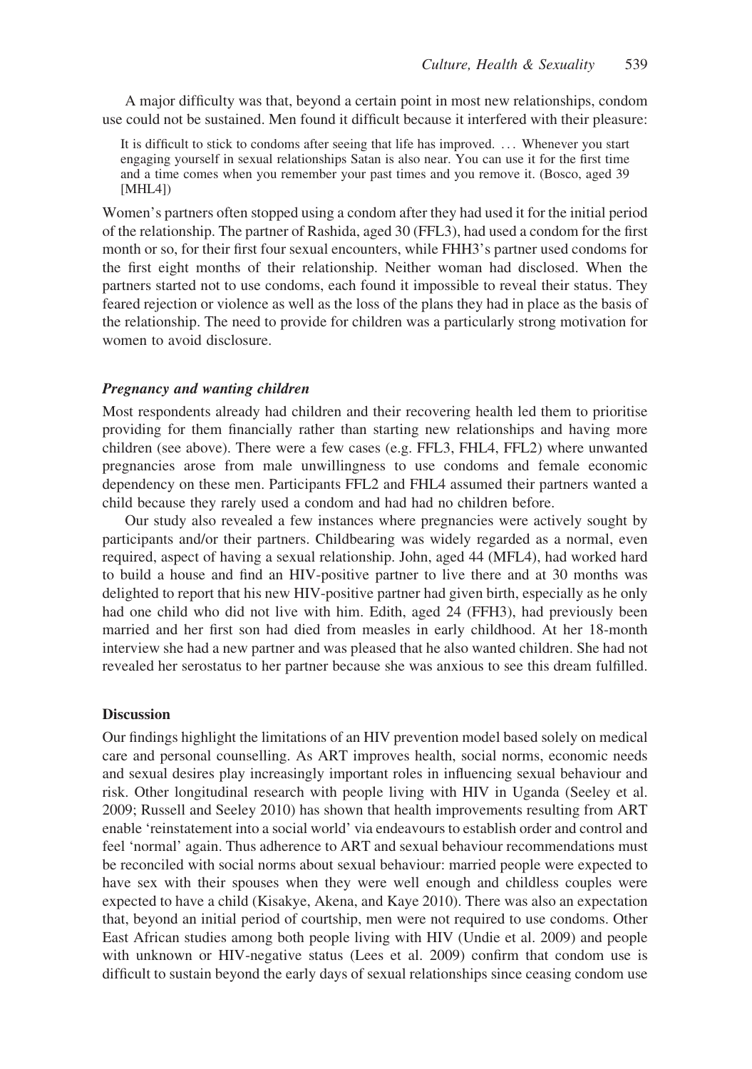A major difficulty was that, beyond a certain point in most new relationships, condom use could not be sustained. Men found it difficult because it interfered with their pleasure:

> It is difficult to stick to condoms after seeing that life has improved. … Whenever you start engaging yourself in sexual relationships Satan is also near. You can use it for the first time and a time comes when you remember your past times and you remove it. (Bosco, aged 39 [MHL4])

Women's partners often stopped using a condom after they had used it for the initial period of the relationship. The partner of Rashida, aged 30 (FFL3), had used a condom for the first month or so, for their first four sexual encounters, while FHH3's partner used condoms for the first eight months of their relationship. Neither woman had disclosed. When the partners started not to use condoms, each found it impossible to reveal their status. They feared rejection or violence as well as the loss of the plans they had in place as the basis of the relationship. The need to provide for children was a particularly strong motivation for women to avoid disclosure.

### *Pregnancy and wanting children*

Most respondents already had children and their recovering health led them to prioritise providing for them financially rather than starting new relationships and having more children (see above). There were a few cases (e.g. FFL3, FHL4, FFL2) where unwanted pregnancies arose from male unwillingness to use condoms and female economic dependency on these men. Participants FFL2 and FHL4 assumed their partners wanted a child because they rarely used a condom and had had no children before.

Our study also revealed a few instances where pregnancies were actively sought by participants and/or their partners. Childbearing was widely regarded as a normal, even required, aspect of having a sexual relationship. John, aged 44 (MFL4), had worked hard to build a house and find an HIV-positive partner to live there and at 30 months was delighted to report that his new HIV-positive partner had given birth, especially as he only had one child who did not live with him. Edith, aged 24 (FFH3), had previously been married and her first son had died from measles in early childhood. At her 18-month interview she had a new partner and was pleased that he also wanted children. She had not revealed her serostatus to her partner because she was anxious to see this dream fulfilled.

## Discussion

Our findings highlight the limitations of an HIV prevention model based solely on medical care and personal counselling. As ART improves health, social norms, economic needs and sexual desires play increasingly important roles in influencing sexual behaviour and risk. Other longitudinal research with people living with HIV in Uganda (Seeley et al. 2009; Russell and Seeley 2010) has shown that health improvements resulting from ART enable 'reinstatement into a social world' via endeavours to establish order and control and feel 'normal' again. Thus adherence to ART and sexual behaviour recommendations must be reconciled with social norms about sexual behaviour: married people were expected to have sex with their spouses when they were well enough and childless couples were expected to have a child (Kisakye, Akena, and Kaye 2010). There was also an expectation that, beyond an initial period of courtship, men were not required to use condoms. Other East African studies among both people living with HIV (Undie et al. 2009) and people with unknown or HIV-negative status (Lees et al. 2009) confirm that condom use is difficult to sustain beyond the early days of sexual relationships since ceasing condom use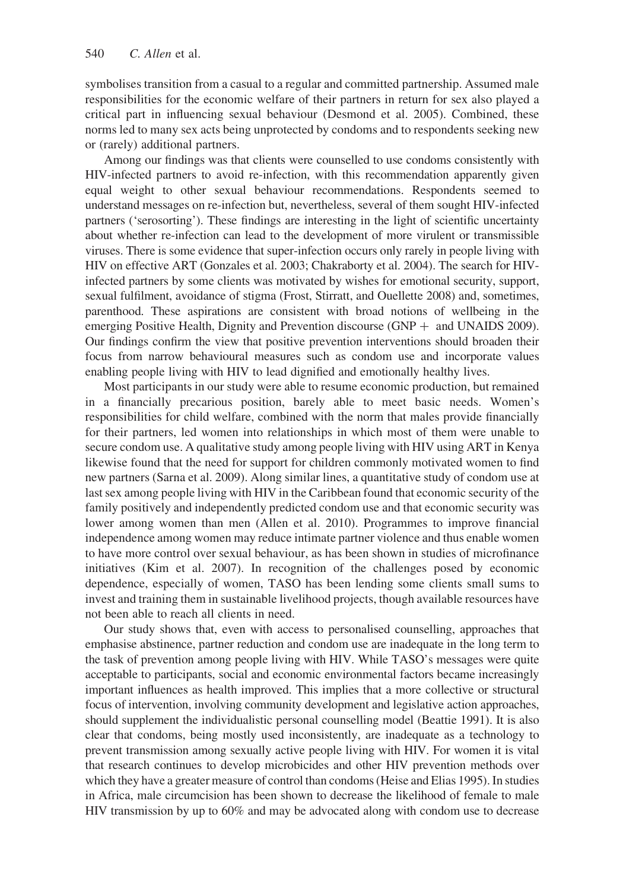symbolises transition from a casual to a regular and committed partnership. Assumed male responsibilities for the economic welfare of their partners in return for sex also played a critical part in influencing sexual behaviour (Desmond et al. 2005). Combined, these norms led to many sex acts being unprotected by condoms and to respondents seeking new or (rarely) additional partners.

Among our findings was that clients were counselled to use condoms consistently with HIV-infected partners to avoid re-infection, with this recommendation apparently given equal weight to other sexual behaviour recommendations. Respondents seemed to understand messages on re-infection but, nevertheless, several of them sought HIV-infected partners ('serosorting'). These findings are interesting in the light of scientific uncertainty about whether re-infection can lead to the development of more virulent or transmissible viruses. There is some evidence that super-infection occurs only rarely in people living with HIV on effective ART (Gonzales et al. 2003; Chakraborty et al. 2004). The search for HIV-infected partners by some clients was motivated by wishes for emotional security, support, sexual fulfilment, avoidance of stigma (Frost, Stirratt, and Ouellette 2008) and, sometimes, parenthood. These aspirations are consistent with broad notions of wellbeing in the emerging Positive Health, Dignity and Prevention discourse (GNP + and UNAIDS 2009). Our findings confirm the view that positive prevention interventions should broaden their focus from narrow behavioural measures such as condom use and incorporate values enabling people living with HIV to lead dignified and emotionally healthy lives.

Most participants in our study were able to resume economic production, but remained in a financially precarious position, barely able to meet basic needs. Women's responsibilities for child welfare, combined with the norm that males provide financially for their partners, led women into relationships in which most of them were unable to secure condom use. A qualitative study among people living with HIV using ART in Kenya likewise found that the need for support for children commonly motivated women to find new partners (Sarna et al. 2009). Along similar lines, a quantitative study of condom use at last sex among people living with HIV in the Caribbean found that economic security of the family positively and independently predicted condom use and that economic security was lower among women than men (Allen et al. 2010). Programmes to improve financial independence among women may reduce intimate partner violence and thus enable women to have more control over sexual behaviour, as has been shown in studies of microfinance initiatives (Kim et al. 2007). In recognition of the challenges posed by economic dependence, especially of women, TASO has been lending some clients small sums to invest and training them in sustainable livelihood projects, though available resources have not been able to reach all clients in need.

Our study shows that, even with access to personalised counselling, approaches that emphasise abstinence, partner reduction and condom use are inadequate in the long term to the task of prevention among people living with HIV. While TASO's messages were quite acceptable to participants, social and economic environmental factors became increasingly important influences as health improved. This implies that a more collective or structural focus of intervention, involving community development and legislative action approaches, should supplement the individualistic personal counselling model (Beattie 1991). It is also clear that condoms, being mostly used inconsistently, are inadequate as a technology to prevent transmission among sexually active people living with HIV. For women it is vital that research continues to develop microbicides and other HIV prevention methods over which they have a greater measure of control than condoms (Heise and Elias 1995). In studies in Africa, male circumcision has been shown to decrease the likelihood of female to male HIV transmission by up to 60% and may be advocated along with condom use to decrease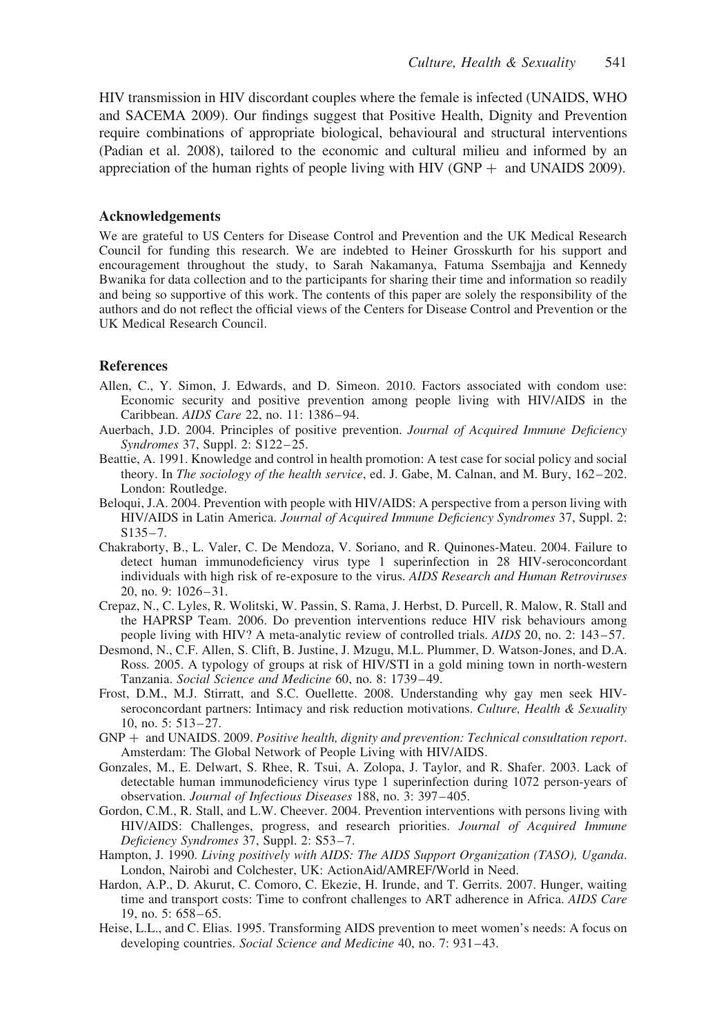HIV transmission in HIV discordant couples where the female is infected (UNAIDS, WHO and SACEMA 2009). Our findings suggest that Positive Health, Dignity and Prevention require combinations of appropriate biological, behavioural and structural interventions (Padian et al. 2008), tailored to the economic and cultural milieu and informed by an appreciation of the human rights of people living with HIV (GNP + and UNAIDS 2009).

## Acknowledgements

We are grateful to US Centers for Disease Control and Prevention and the UK Medical Research Council for funding this research. We are indebted to Heiner Grosskurth for his support and encouragement throughout the study, to Sarah Nakamanya, Fatuma Ssembajja and Kennedy Bwanika for data collection and to the participants for sharing their time and information so readily and being so supportive of this work. The contents of this paper are solely the responsibility of the authors and do not reflect the official views of the Centers for Disease Control and Prevention or the UK Medical Research Council.

## References

Allen, C., Y. Simon, J. Edwards, and D. Simeon. 2010. Factors associated with condom use: Economic security and positive prevention among people living with HIV/AIDS in the Caribbean. *AIDS Care* 22, no. 11: 1386–94.

Auerbach, J.D. 2004. Principles of positive prevention. *Journal of Acquired Immune Deficiency Syndromes* 37, Suppl. 2: S122–25.

Beattie, A. 1991. Knowledge and control in health promotion: A test case for social policy and social theory. In *The sociology of the health service*, ed. J. Gabe, M. Calnan, and M. Bury, 162–202. London: Routledge.

Beloqui, J.A. 2004. Prevention with people with HIV/AIDS: A perspective from a person living with HIV/AIDS in Latin America. *Journal of Acquired Immune Deficiency Syndromes* 37, Suppl. 2: S135–7.

Chakraborty, B., L. Valer, C. De Mendoza, V. Soriano, and R. Quinones-Mateu. 2004. Failure to detect human immunodeficiency virus type 1 superinfection in 28 HIV-seroconcordant individuals with high risk of re-exposure to the virus. *AIDS Research and Human Retroviruses* 20, no. 9: 1026–31.

Crepaz, N., C. Lyles, R. Wolitski, W. Passin, S. Rama, J. Herbst, D. Purcell, R. Malow, R. Stall and the HAPRSP Team. 2006. Do prevention interventions reduce HIV risk behaviours among people living with HIV? A meta-analytic review of controlled trials. *AIDS* 20, no. 2: 143–57.

Desmond, N., C.F. Allen, S. Clift, B. Justine, J. Mzugu, M.L. Plummer, D. Watson-Jones, and D.A. Ross. 2005. A typology of groups at risk of HIV/STI in a gold mining town in north-western Tanzania. *Social Science and Medicine* 60, no. 8: 1739–49.

Frost, D.M., M.J. Stirratt, and S.C. Ouellette. 2008. Understanding why gay men seek HIV-seroconcordant partners: Intimacy and risk reduction motivations. *Culture, Health & Sexuality* 10, no. 5: 513–27.

GNP + and UNAIDS. 2009. *Positive health, dignity and prevention: Technical consultation report*. Amsterdam: The Global Network of People Living with HIV/AIDS.

Gonzales, M., E. Delwart, S. Rhee, R. Tsui, A. Zolopa, J. Taylor, and R. Shafer. 2003. Lack of detectable human immunodeficiency virus type 1 superinfection during 1072 person-years of observation. *Journal of Infectious Diseases* 188, no. 3: 397–405.

Gordon, C.M., R. Stall, and L.W. Cheever. 2004. Prevention interventions with persons living with HIV/AIDS: Challenges, progress, and research priorities. *Journal of Acquired Immune Deficiency Syndromes* 37, Suppl. 2: S53–7.

Hampton, J. 1990. *Living positively with AIDS: The AIDS Support Organization (TASO), Uganda*. London, Nairobi and Colchester, UK: ActionAid/AMREF/World in Need.

Hardon, A.P., D. Akurut, C. Comoro, C. Ekezie, H. Irunde, and T. Gerrits. 2007. Hunger, waiting time and transport costs: Time to confront challenges to ART adherence in Africa. *AIDS Care* 19, no. 5: 658–65.

Heise, L.L., and C. Elias. 1995. Transforming AIDS prevention to meet women's needs: A focus on developing countries. *Social Science and Medicine* 40, no. 7: 931–43.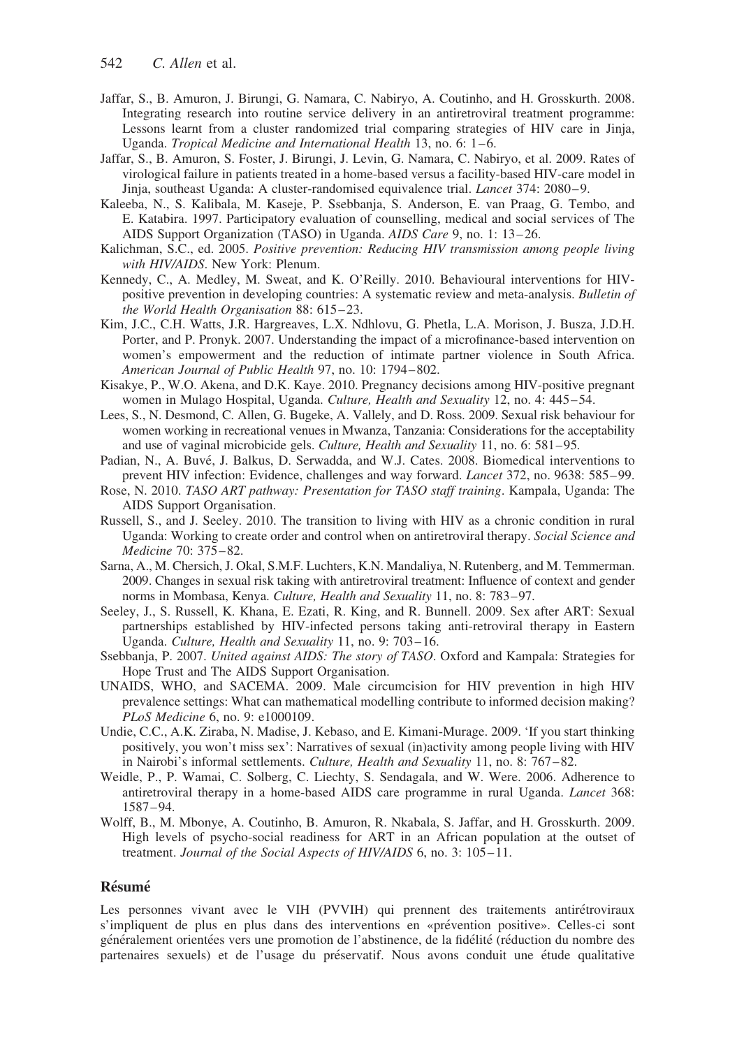Jaffar, S., B. Amuron, J. Birungi, G. Namara, C. Nabiryo, A. Coutinho, and H. Grosskurth. 2008. Integrating research into routine service delivery in an antiretroviral treatment programme: Lessons learnt from a cluster randomized trial comparing strategies of HIV care in Jinja, Uganda. *Tropical Medicine and International Health* 13, no. 6: 1–6.

Jaffar, S., B. Amuron, S. Foster, J. Birungi, J. Levin, G. Namara, C. Nabiryo, et al. 2009. Rates of virological failure in patients treated in a home-based versus a facility-based HIV-care model in Jinja, southeast Uganda: A cluster-randomised equivalence trial. *Lancet* 374: 2080–9.

Kaleeba, N., S. Kalibala, M. Kaseje, P. Ssebbanja, S. Anderson, E. van Praag, G. Tembo, and E. Katabira. 1997. Participatory evaluation of counselling, medical and social services of The AIDS Support Organization (TASO) in Uganda. *AIDS Care* 9, no. 1: 13–26.

Kalichman, S.C., ed. 2005. *Positive prevention: Reducing HIV transmission among people living with HIV/AIDS*. New York: Plenum.

Kennedy, C., A. Medley, M. Sweat, and K. O'Reilly. 2010. Behavioural interventions for HIV-positive prevention in developing countries: A systematic review and meta-analysis. *Bulletin of the World Health Organisation* 88: 615–23.

Kim, J.C., C.H. Watts, J.R. Hargreaves, L.X. Ndhlovu, G. Phetla, L.A. Morison, J. Busza, J.D.H. Porter, and P. Pronyk. 2007. Understanding the impact of a microfinance-based intervention on women's empowerment and the reduction of intimate partner violence in South Africa. *American Journal of Public Health* 97, no. 10: 1794–802.

Kisakye, P., W.O. Akena, and D.K. Kaye. 2010. Pregnancy decisions among HIV-positive pregnant women in Mulago Hospital, Uganda. *Culture, Health and Sexuality* 12, no. 4: 445–54.

Lees, S., N. Desmond, C. Allen, G. Bugeke, A. Vallely, and D. Ross. 2009. Sexual risk behaviour for women working in recreational venues in Mwanza, Tanzania: Considerations for the acceptability and use of vaginal microbicide gels. *Culture, Health and Sexuality* 11, no. 6: 581–95.

Padian, N., A. Buvé, J. Balkus, D. Serwadda, and W.J. Cates. 2008. Biomedical interventions to prevent HIV infection: Evidence, challenges and way forward. *Lancet* 372, no. 9638: 585–99.

Rose, N. 2010. *TASO ART pathway: Presentation for TASO staff training*. Kampala, Uganda: The AIDS Support Organisation.

Russell, S., and J. Seeley. 2010. The transition to living with HIV as a chronic condition in rural Uganda: Working to create order and control when on antiretroviral therapy. *Social Science and Medicine* 70: 375–82.

Sarna, A., M. Chersich, J. Okal, S.M.F. Luchters, K.N. Mandaliya, N. Rutenberg, and M. Temmerman. 2009. Changes in sexual risk taking with antiretroviral treatment: Influence of context and gender norms in Mombasa, Kenya. *Culture, Health and Sexuality* 11, no. 8: 783–97.

Seeley, J., S. Russell, K. Khana, E. Ezati, R. King, and R. Bunnell. 2009. Sex after ART: Sexual partnerships established by HIV-infected persons taking anti-retroviral therapy in Eastern Uganda. *Culture, Health and Sexuality* 11, no. 9: 703–16.

Ssebbanja, P. 2007. *United against AIDS: The story of TASO*. Oxford and Kampala: Strategies for Hope Trust and The AIDS Support Organisation.

UNAIDS, WHO, and SACEMA. 2009. Male circumcision for HIV prevention in high HIV prevalence settings: What can mathematical modelling contribute to informed decision making? *PLoS Medicine* 6, no. 9: e1000109.

Undie, C.C., A.K. Ziraba, N. Madise, J. Kebaso, and E. Kimani-Murage. 2009. 'If you start thinking positively, you won't miss sex': Narratives of sexual (in)activity among people living with HIV in Nairobi's informal settlements. *Culture, Health and Sexuality* 11, no. 8: 767–82.

Weidle, P., P. Wamai, C. Solberg, C. Liechty, S. Sendagala, and W. Were. 2006. Adherence to antiretroviral therapy in a home-based AIDS care programme in rural Uganda. *Lancet* 368: 1587–94.

Wolff, B., M. Mbonye, A. Coutinho, B. Amuron, R. Nkabala, S. Jaffar, and H. Grosskurth. 2009. High levels of psycho-social readiness for ART in an African population at the outset of treatment. *Journal of the Social Aspects of HIV/AIDS* 6, no. 3: 105–11.

## Résumé

Les personnes vivant avec le VIH (PVVIH) qui prennent des traitements antirétroviraux s'impliquent de plus en plus dans des interventions en «prévention positive». Celles-ci sont généralement orientées vers une promotion de l'abstinence, de la fidélité (réduction du nombre des partenaires sexuels) et de l'usage du préservatif. Nous avons conduit une étude qualitative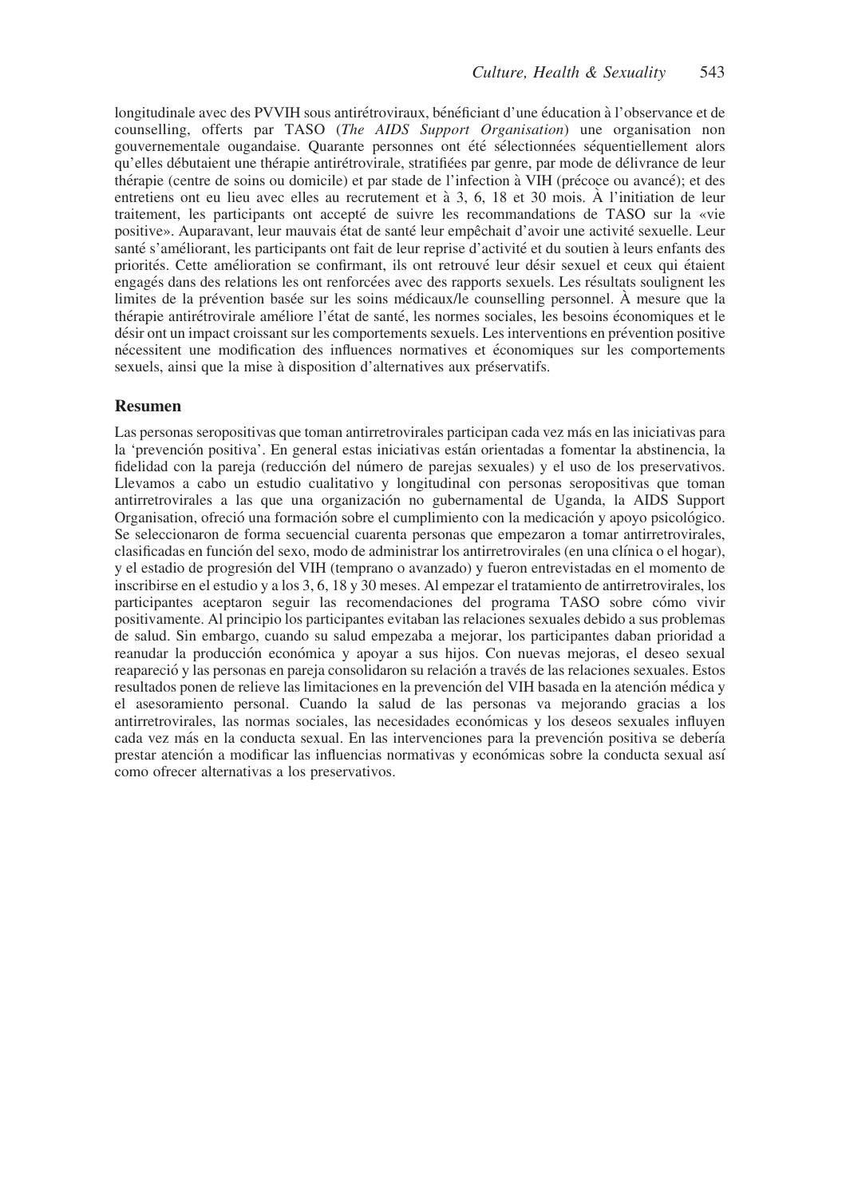longitudinale avec des PVVIH sous antirétroviraux, bénéficiant d'une éducation à l'observance et de counselling, offerts par TASO (*The AIDS Support Organisation*) une organisation non gouvernementale ougandaise. Quarante personnes ont été sélectionnées séquentiellement alors qu'elles débutaient une thérapie antirétrovirale, stratifiées par genre, par mode de délivrance de leur thérapie (centre de soins ou domicile) et par stade de l'infection à VIH (précoce ou avancé); et des entretiens ont eu lieu avec elles au recrutement et à 3, 6, 18 et 30 mois. À l'initiation de leur traitement, les participants ont accepté de suivre les recommandations de TASO sur la «vie positive». Auparavant, leur mauvais état de santé leur empêchait d'avoir une activité sexuelle. Leur santé s'améliorant, les participants ont fait de leur reprise d'activité et du soutien à leurs enfants des priorités. Cette amélioration se confirmant, ils ont retrouvé leur désir sexuel et ceux qui étaient engagés dans des relations les ont renforcées avec des rapports sexuels. Les résultats soulignent les limites de la prévention basée sur les soins médicaux/le counselling personnel. À mesure que la thérapie antirétrovirale améliore l'état de santé, les normes sociales, les besoins économiques et le désir ont un impact croissant sur les comportements sexuels. Les interventions en prévention positive nécessitent une modification des influences normatives et économiques sur les comportements sexuels, ainsi que la mise à disposition d'alternatives aux préservatifs.

## Resumen

Las personas seropositivas que toman antirretrovirales participan cada vez más en las iniciativas para la 'prevención positiva'. En general estas iniciativas están orientadas a fomentar la abstinencia, la fidelidad con la pareja (reducción del número de parejas sexuales) y el uso de los preservativos. Llevamos a cabo un estudio cualitativo y longitudinal con personas seropositivas que toman antirretrovirales a las que una organización no gubernamental de Uganda, la AIDS Support Organisation, ofreció una formación sobre el cumplimiento con la medicación y apoyo psicológico. Se seleccionaron de forma secuencial cuarenta personas que empezaron a tomar antirretrovirales, clasificadas en función del sexo, modo de administrar los antirretrovirales (en una clínica o el hogar), y el estadio de progresión del VIH (temprano o avanzado) y fueron entrevistadas en el momento de inscribirse en el estudio y a los 3, 6, 18 y 30 meses. Al empezar el tratamiento de antirretrovirales, los participantes aceptaron seguir las recomendaciones del programa TASO sobre cómo vivir positivamente. Al principio los participantes evitaban las relaciones sexuales debido a sus problemas de salud. Sin embargo, cuando su salud empezaba a mejorar, los participantes daban prioridad a reanudar la producción económica y apoyar a sus hijos. Con nuevas mejoras, el deseo sexual reapareció y las personas en pareja consolidaron su relación a través de las relaciones sexuales. Estos resultados ponen de relieve las limitaciones en la prevención del VIH basada en la atención médica y el asesoramiento personal. Cuando la salud de las personas va mejorando gracias a los antirretrovirales, las normas sociales, las necesidades económicas y los deseos sexuales influyen cada vez más en la conducta sexual. En las intervenciones para la prevención positiva se debería prestar atención a modificar las influencias normativas y económicas sobre la conducta sexual así como ofrecer alternativas a los preservativos.